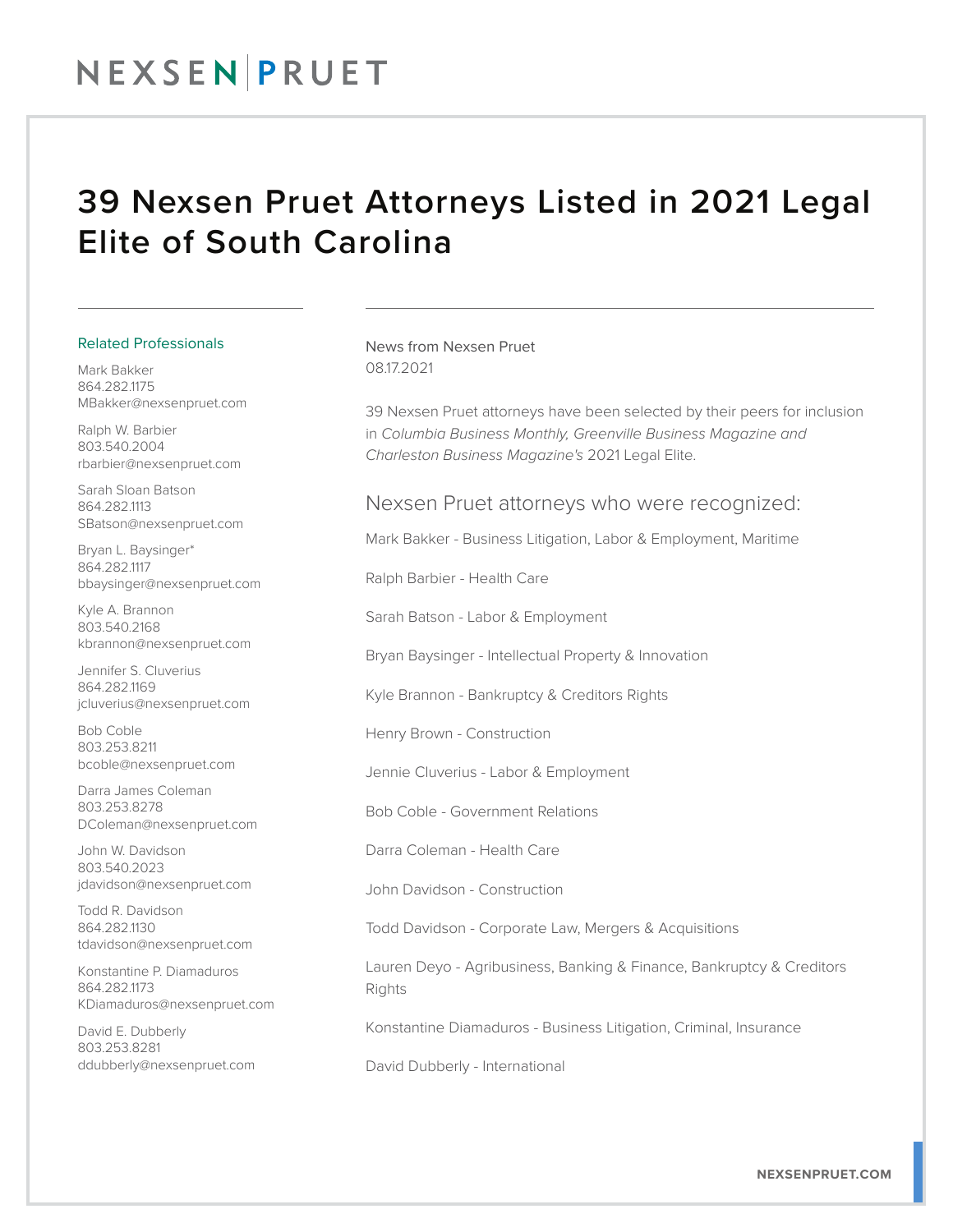# 39 Nexsen Pruet Attorneys Listed in 2021 Legal Elite of South Carolina

News from Nexsen Pruet
08.17.2021

39 Nexsen Pruet attorneys have been selected by their peers for inclusion in *Columbia Business Monthly, Greenville Business Magazine and Charleston Business Magazine's* 2021 Legal Elite.

## Nexsen Pruet attorneys who were recognized:

Mark Bakker - Business Litigation, Labor & Employment, Maritime

Ralph Barbier - Health Care

Sarah Batson - Labor & Employment

Bryan Baysinger - Intellectual Property & Innovation

Kyle Brannon - Bankruptcy & Creditors Rights

Henry Brown - Construction

Jennie Cluverius - Labor & Employment

Bob Coble - Government Relations

Darra Coleman - Health Care

John Davidson - Construction

Todd Davidson - Corporate Law, Mergers & Acquisitions

Lauren Deyo - Agribusiness, Banking & Finance, Bankruptcy & Creditors Rights

Konstantine Diamaduros - Business Litigation, Criminal, Insurance

David Dubberly - International

### Related Professionals

Mark Bakker
864.282.1175
MBakker@nexsenpruet.com

Ralph W. Barbier
803.540.2004
rbarbier@nexsenpruet.com

Sarah Sloan Batson
864.282.1113
SBatson@nexsenpruet.com

Bryan L. Baysinger*
864.282.1117
bbaysinger@nexsenpruet.com

Kyle A. Brannon
803.540.2168
kbrannon@nexsenpruet.com

Jennifer S. Cluverius
864.282.1169
jcluverius@nexsenpruet.com

Bob Coble
803.253.8211
bcoble@nexsenpruet.com

Darra James Coleman
803.253.8278
DColeman@nexsenpruet.com

John W. Davidson
803.540.2023
jdavidson@nexsenpruet.com

Todd R. Davidson
864.282.1130
tdavidson@nexsenpruet.com

Konstantine P. Diamaduros
864.282.1173
KDiamaduros@nexsenpruet.com

David E. Dubberly
803.253.8281
ddubberly@nexsenpruet.com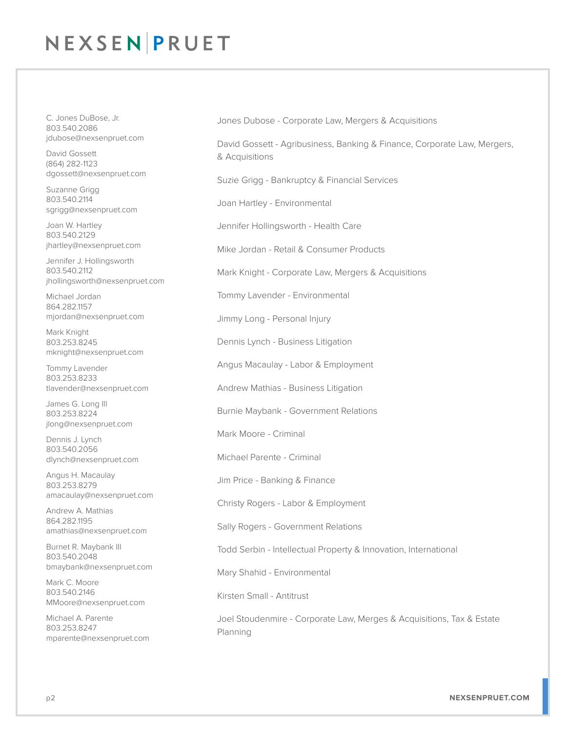C. Jones DuBose, Jr.
803.540.2086
jdubose@nexsenpruet.com

David Gossett
(864) 282-1123
dgossett@nexsenpruet.com

Suzanne Grigg
803.540.2114
sgrigg@nexsenpruet.com

Joan W. Hartley
803.540.2129
jhartley@nexsenpruet.com

Jennifer J. Hollingsworth
803.540.2112
jhollingsworth@nexsenpruet.com

Michael Jordan
864.282.1157
mjordan@nexsenpruet.com

Mark Knight
803.253.8245
mknight@nexsenpruet.com

Tommy Lavender
803.253.8233
tlavender@nexsenpruet.com

James G. Long III
803.253.8224
jlong@nexsenpruet.com

Dennis J. Lynch
803.540.2056
dlynch@nexsenpruet.com

Angus H. Macaulay
803.253.8279
amacaulay@nexsenpruet.com

Andrew A. Mathias
864.282.1195
amathias@nexsenpruet.com

Burnet R. Maybank III
803.540.2048
bmaybank@nexsenpruet.com

Mark C. Moore
803.540.2146
MMoore@nexsenpruet.com

Michael A. Parente
803.253.8247
mparente@nexsenpruet.com

Jones Dubose - Corporate Law, Mergers & Acquisitions

David Gossett - Agribusiness, Banking & Finance, Corporate Law, Mergers, & Acquisitions

Suzie Grigg - Bankruptcy & Financial Services

Joan Hartley - Environmental

Jennifer Hollingsworth - Health Care

Mike Jordan - Retail & Consumer Products

Mark Knight - Corporate Law, Mergers & Acquisitions

Tommy Lavender - Environmental

Jimmy Long - Personal Injury

Dennis Lynch - Business Litigation

Angus Macaulay - Labor & Employment

Andrew Mathias - Business Litigation

Burnie Maybank - Government Relations

Mark Moore - Criminal

Michael Parente - Criminal

Jim Price - Banking & Finance

Christy Rogers - Labor & Employment

Sally Rogers - Government Relations

Todd Serbin - Intellectual Property & Innovation, International

Mary Shahid - Environmental

Kirsten Small - Antitrust

Joel Stoudenmire - Corporate Law, Merges & Acquisitions, Tax & Estate Planning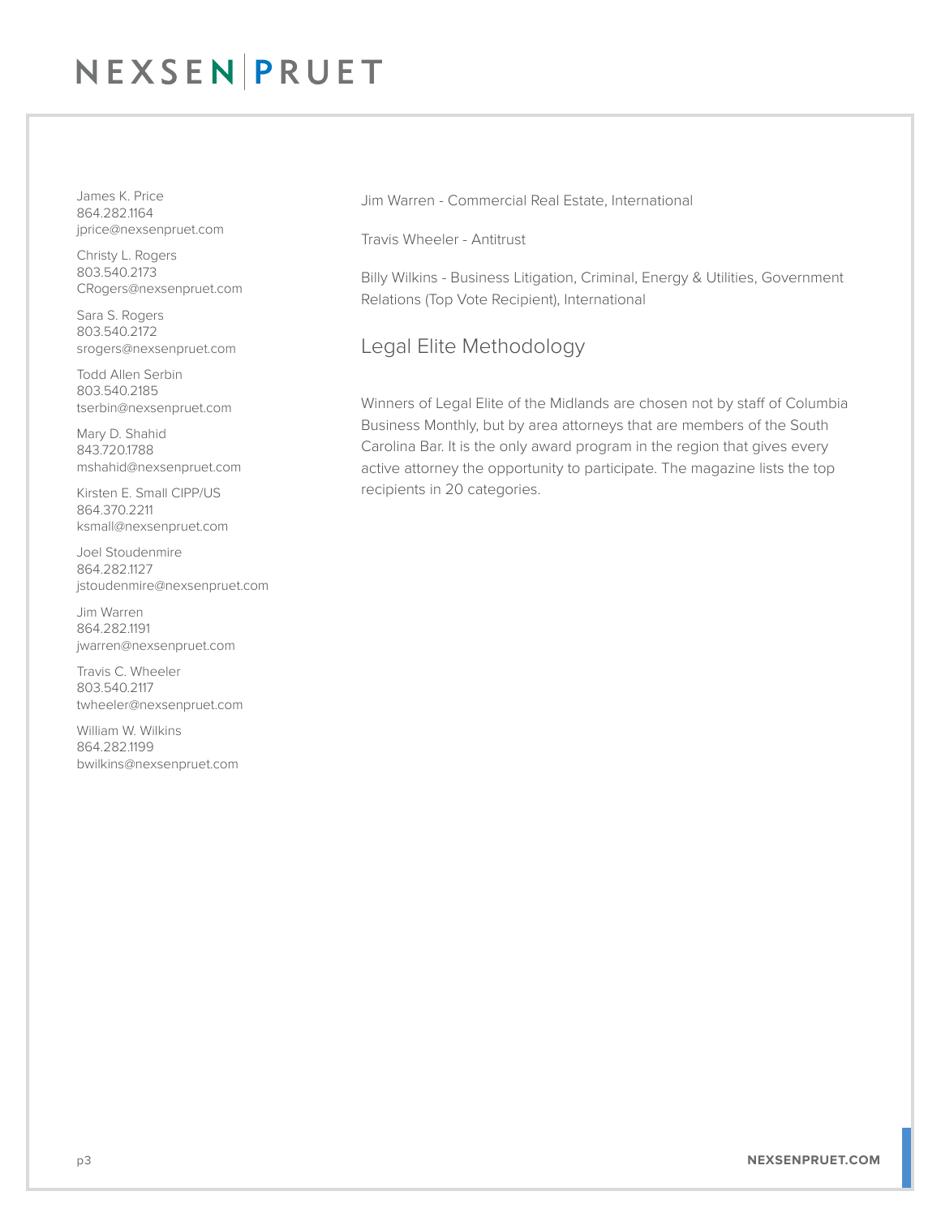James K. Price
864.282.1164
jprice@nexsenpruet.com

Christy L. Rogers
803.540.2173
CRogers@nexsenpruet.com

Sara S. Rogers
803.540.2172
srogers@nexsenpruet.com

Todd Allen Serbin
803.540.2185
tserbin@nexsenpruet.com

Mary D. Shahid
843.720.1788
mshahid@nexsenpruet.com

Kirsten E. Small CIPP/US
864.370.2211
ksmall@nexsenpruet.com

Joel Stoudenmire
864.282.1127
jstoudenmire@nexsenpruet.com

Jim Warren
864.282.1191
jwarren@nexsenpruet.com

Travis C. Wheeler
803.540.2117
twheeler@nexsenpruet.com

William W. Wilkins
864.282.1199
bwilkins@nexsenpruet.com

Jim Warren - Commercial Real Estate, International

Travis Wheeler - Antitrust

Billy Wilkins - Business Litigation, Criminal, Energy & Utilities, Government Relations (Top Vote Recipient), International

## Legal Elite Methodology

Winners of Legal Elite of the Midlands are chosen not by staff of Columbia Business Monthly, but by area attorneys that are members of the South Carolina Bar. It is the only award program in the region that gives every active attorney the opportunity to participate. The magazine lists the top recipients in 20 categories.